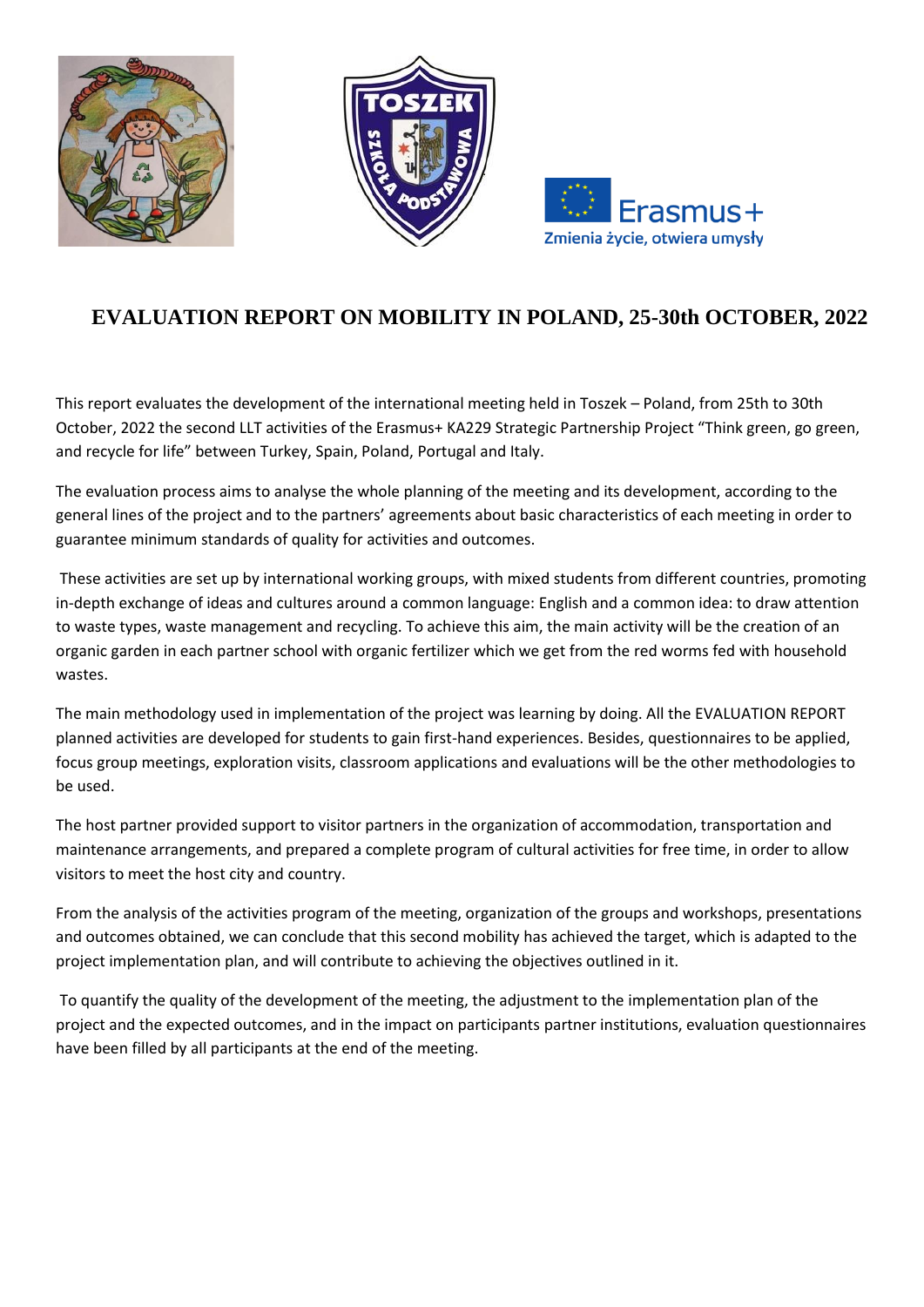# EVALUATION REPORT ON MOBILITY IN POLAND, 25-30th OCTOBER, 2022

This report evaluates the development of the international meeting held in Toszek – Poland, from 25th to 30th October, 2022 the second LLT activities of the Erasmus+ KA229 Strategic Partnership Project "Think green, go green, and recycle for life" between Turkey, Spain, Poland, Portugal and Italy.

The evaluation process aims to analyse the whole planning of the meeting and its development, according to the general lines of the project and to the partners' agreements about basic characteristics of each meeting in order to guarantee minimum standards of quality for activities and outcomes.

These activities are set up by international working groups, with mixed students from different countries, promoting in-depth exchange of ideas and cultures around a common language: English and a common idea: to draw attention to waste types, waste management and recycling. To achieve this aim, the main activity will be the creation of an organic garden in each partner school with organic fertilizer which we get from the red worms fed with household wastes.

The main methodology used in implementation of the project was learning by doing. All the EVALUATION REPORT planned activities are developed for students to gain first-hand experiences. Besides, questionnaires to be applied, focus group meetings, exploration visits, classroom applications and evaluations will be the other methodologies to be used.

The host partner provided support to visitor partners in the organization of accommodation, transportation and maintenance arrangements, and prepared a complete program of cultural activities for free time, in order to allow visitors to meet the host city and country.

From the analysis of the activities program of the meeting, organization of the groups and workshops, presentations and outcomes obtained, we can conclude that this second mobility has achieved the target, which is adapted to the project implementation plan, and will contribute to achieving the objectives outlined in it.

To quantify the quality of the development of the meeting, the adjustment to the implementation plan of the project and the expected outcomes, and in the impact on participants partner institutions, evaluation questionnaires have been filled by all participants at the end of the meeting.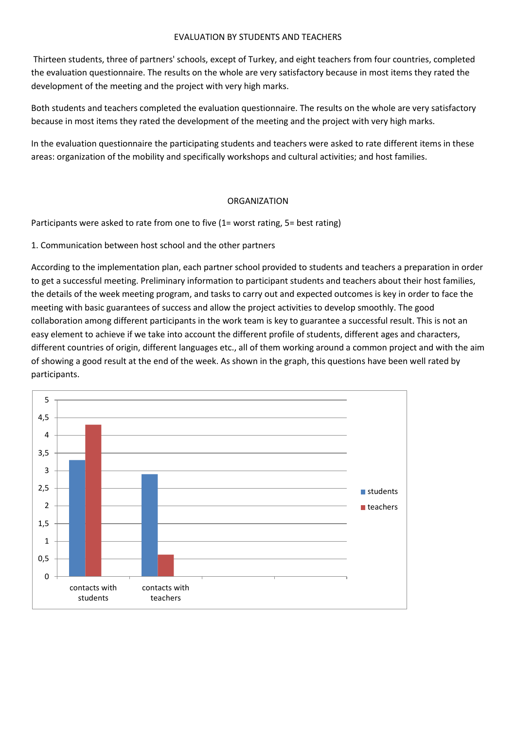EVALUATION BY STUDENTS AND TEACHERS

Thirteen students, three of partners' schools, except of Turkey, and eight teachers from four countries, completed the evaluation questionnaire. The results on the whole are very satisfactory because in most items they rated the development of the meeting and the project with very high marks.

Both students and teachers completed the evaluation questionnaire. The results on the whole are very satisfactory because in most items they rated the development of the meeting and the project with very high marks.

In the evaluation questionnaire the participating students and teachers were asked to rate different items in these areas: organization of the mobility and specifically workshops and cultural activities; and host families.

ORGANIZATION

Participants were asked to rate from one to five (1= worst rating, 5= best rating)

1. Communication between host school and the other partners

According to the implementation plan, each partner school provided to students and teachers a preparation in order to get a successful meeting. Preliminary information to participant students and teachers about their host families, the details of the week meeting program, and tasks to carry out and expected outcomes is key in order to face the meeting with basic guarantees of success and allow the project activities to develop smoothly. The good collaboration among different participants in the work team is key to guarantee a successful result. This is not an easy element to achieve if we take into account the different profile of students, different ages and characters, different countries of origin, different languages etc., all of them working around a common project and with the aim of showing a good result at the end of the week. As shown in the graph, this questions have been well rated by participants.

| | students | teachers |
|---|---|---|
| contacts with students | 3,3 | 4,3 |
| contacts with teachers | 2,9 | 0,6 |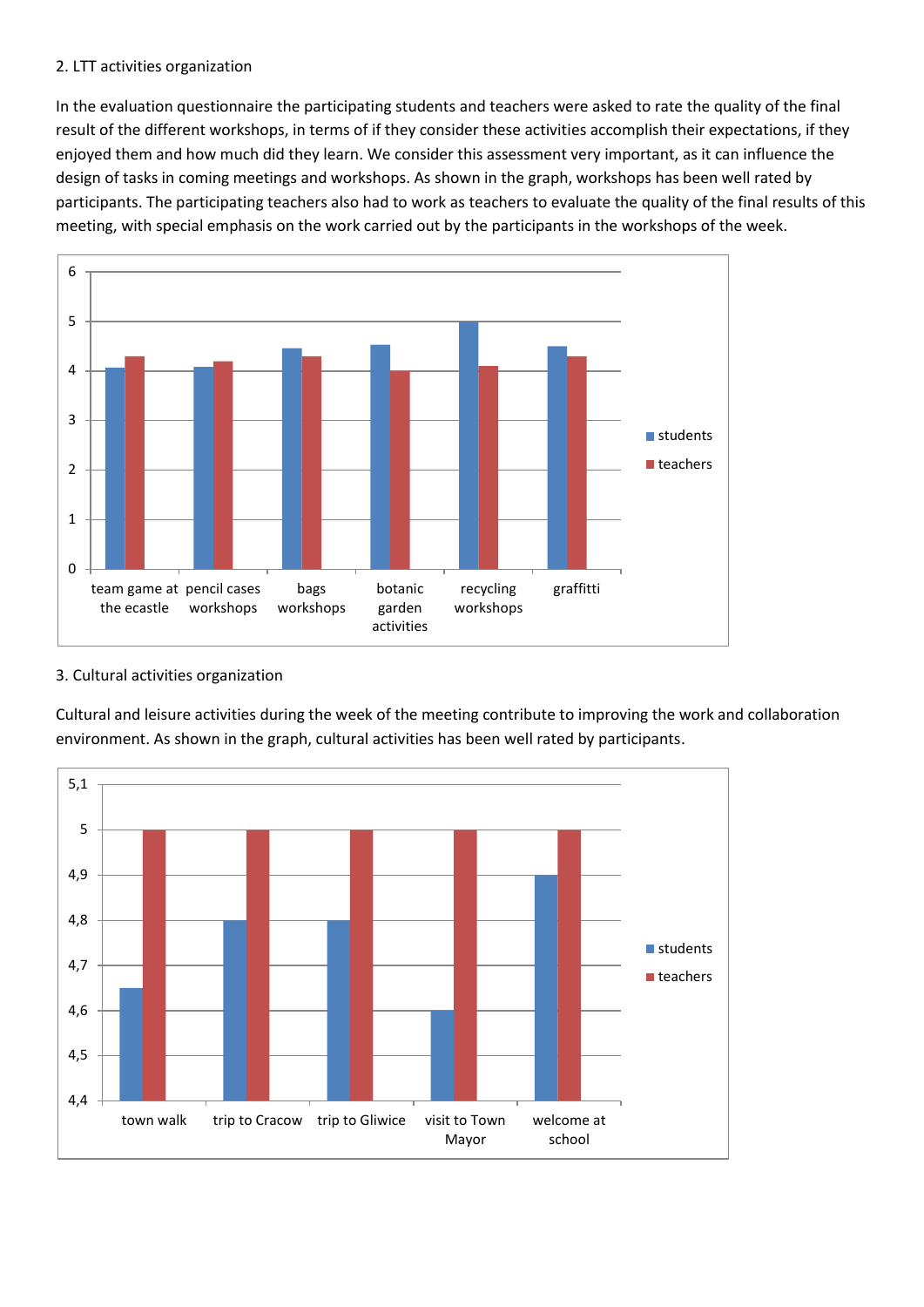2. LTT activities organization

In the evaluation questionnaire the participating students and teachers were asked to rate the quality of the final result of the different workshops, in terms of if they consider these activities accomplish their expectations, if they enjoyed them and how much did they learn. We consider this assessment very important, as it can influence the design of tasks in coming meetings and workshops. As shown in the graph, workshops has been well rated by participants. The participating teachers also had to work as teachers to evaluate the quality of the final results of this meeting, with special emphasis on the work carried out by the participants in the workshops of the week.

3. Cultural activities organization

Cultural and leisure activities during the week of the meeting contribute to improving the work and collaboration environment. As shown in the graph, cultural activities has been well rated by participants.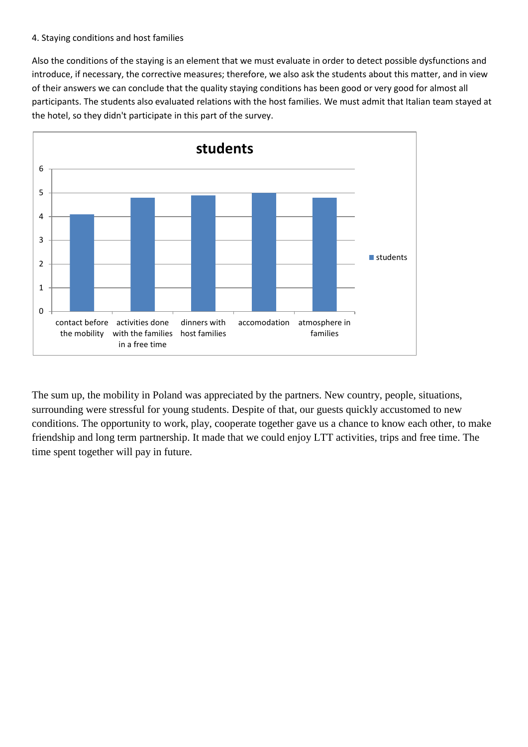4. Staying conditions and host families

Also the conditions of the staying is an element that we must evaluate in order to detect possible dysfunctions and introduce, if necessary, the corrective measures; therefore, we also ask the students about this matter, and in view of their answers we can conclude that the quality staying conditions has been good or very good for almost all participants. The students also evaluated relations with the host families. We must admit that Italian team stayed at the hotel, so they didn't participate in this part of the survey.

students

6
5
4
3
2
1
0

contact before the mobility
activities done with the families in a free time
dinners with host families
accomodation
atmosphere in families

students

The sum up, the mobility in Poland was appreciated by the partners. New country, people, situations, surrounding were stressful for young students. Despite of that, our guests quickly accustomed to new conditions. The opportunity to work, play, cooperate together gave us a chance to know each other, to make friendship and long term partnership. It made that we could enjoy LTT activities, trips and free time. The time spent together will pay in future.